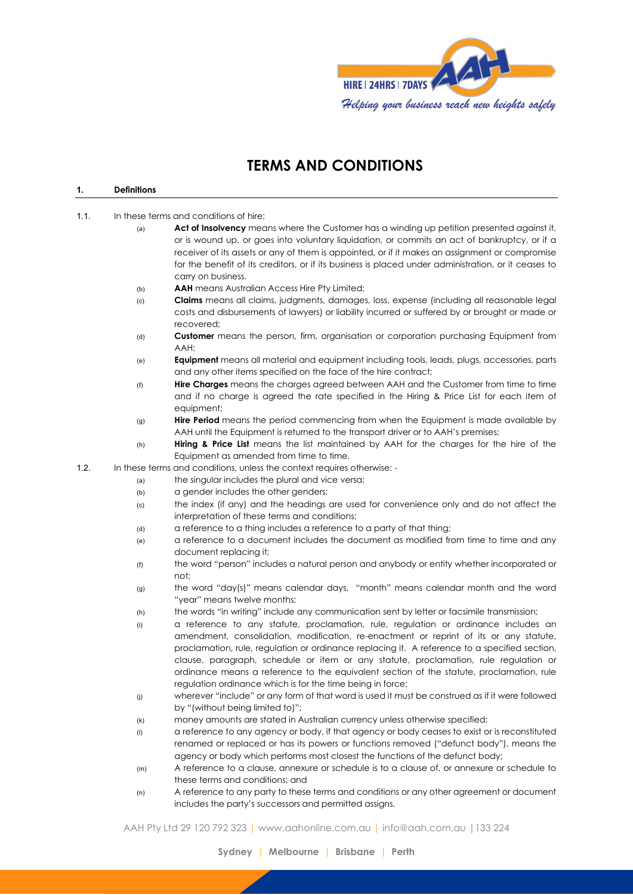# TERMS AND CONDITIONS

## 1. Definitions

1.1. In these terms and conditions of hire:

(a) **Act of Insolvency** means where the Customer has a winding up petition presented against it, or is wound up, or goes into voluntary liquidation, or commits an act of bankruptcy, or if a receiver of its assets or any of them is appointed, or if it makes an assignment or compromise for the benefit of its creditors, or if its business is placed under administration, or it ceases to carry on business.

(b) **AAH** means Australian Access Hire Pty Limited;

(c) **Claims** means all claims, judgments, damages, loss, expense (including all reasonable legal costs and disbursements of lawyers) or liability incurred or suffered by or brought or made or recovered;

(d) **Customer** means the person, firm, organisation or corporation purchasing Equipment from AAH;

(e) **Equipment** means all material and equipment including tools, leads, plugs, accessories, parts and any other items specified on the face of the hire contract;

(f) **Hire Charges** means the charges agreed between AAH and the Customer from time to time and if no charge is agreed the rate specified in the Hiring & Price List for each item of equipment;

(g) **Hire Period** means the period commencing from when the Equipment is made available by AAH until the Equipment is returned to the transport driver or to AAH's premises;

(h) **Hiring & Price List** means the list maintained by AAH for the charges for the hire of the Equipment as amended from time to time.

1.2. In these terms and conditions, unless the context requires otherwise: -

(a) the singular includes the plural and vice versa;

(b) a gender includes the other genders;

(c) the index (if any) and the headings are used for convenience only and do not affect the interpretation of these terms and conditions;

(d) a reference to a thing includes a reference to a party of that thing;

(e) a reference to a document includes the document as modified from time to time and any document replacing it;

(f) the word "person" includes a natural person and anybody or entity whether incorporated or not;

(g) the word "day(s)" means calendar days, "month" means calendar month and the word "year" means twelve months;

(h) the words "in writing" include any communication sent by letter or facsimile transmission;

(i) a reference to any statute, proclamation, rule, regulation or ordinance includes an amendment, consolidation, modification, re-enactment or reprint of its or any statute, proclamation, rule, regulation or ordinance replacing it. A reference to a specified section, clause, paragraph, schedule or item or any statute, proclamation, rule regulation or ordinance means a reference to the equivalent section of the statute, proclamation, rule regulation ordinance which is for the time being in force;

(j) wherever "include" or any form of that word is used it must be construed as if it were followed by "(without being limited to)";

(k) money amounts are stated in Australian currency unless otherwise specified;

(l) a reference to any agency or body, if that agency or body ceases to exist or is reconstituted renamed or replaced or has its powers or functions removed ("defunct body"), means the agency or body which performs most closest the functions of the defunct body;

(m) A reference to a clause, annexure or schedule is to a clause of, or annexure or schedule to these terms and conditions; and

(n) A reference to any party to these terms and conditions or any other agreement or document includes the party's successors and permitted assigns.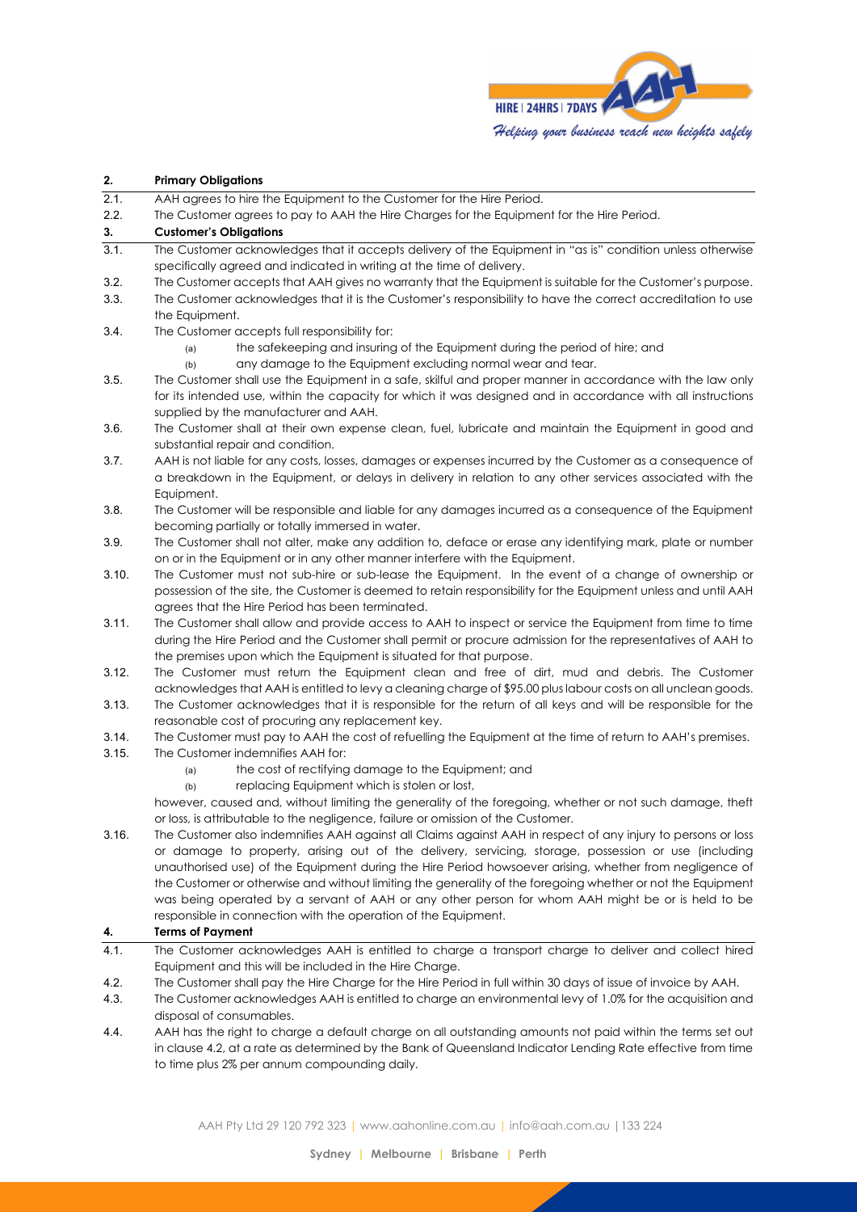## 2. Primary Obligations

2.1. AAH agrees to hire the Equipment to the Customer for the Hire Period.

2.2. The Customer agrees to pay to AAH the Hire Charges for the Equipment for the Hire Period.

## 3. Customer's Obligations

3.1. The Customer acknowledges that it accepts delivery of the Equipment in "as is" condition unless otherwise specifically agreed and indicated in writing at the time of delivery.

3.2. The Customer accepts that AAH gives no warranty that the Equipment is suitable for the Customer's purpose.

3.3. The Customer acknowledges that it is the Customer's responsibility to have the correct accreditation to use the Equipment.

3.4. The Customer accepts full responsibility for:

(a) the safekeeping and insuring of the Equipment during the period of hire; and

(b) any damage to the Equipment excluding normal wear and tear.

3.5. The Customer shall use the Equipment in a safe, skilful and proper manner in accordance with the law only for its intended use, within the capacity for which it was designed and in accordance with all instructions supplied by the manufacturer and AAH.

3.6. The Customer shall at their own expense clean, fuel, lubricate and maintain the Equipment in good and substantial repair and condition.

3.7. AAH is not liable for any costs, losses, damages or expenses incurred by the Customer as a consequence of a breakdown in the Equipment, or delays in delivery in relation to any other services associated with the Equipment.

3.8. The Customer will be responsible and liable for any damages incurred as a consequence of the Equipment becoming partially or totally immersed in water.

3.9. The Customer shall not alter, make any addition to, deface or erase any identifying mark, plate or number on or in the Equipment or in any other manner interfere with the Equipment.

3.10. The Customer must not sub-hire or sub-lease the Equipment. In the event of a change of ownership or possession of the site, the Customer is deemed to retain responsibility for the Equipment unless and until AAH agrees that the Hire Period has been terminated.

3.11. The Customer shall allow and provide access to AAH to inspect or service the Equipment from time to time during the Hire Period and the Customer shall permit or procure admission for the representatives of AAH to the premises upon which the Equipment is situated for that purpose.

3.12. The Customer must return the Equipment clean and free of dirt, mud and debris. The Customer acknowledges that AAH is entitled to levy a cleaning charge of $95.00 plus labour costs on all unclean goods.

3.13. The Customer acknowledges that it is responsible for the return of all keys and will be responsible for the reasonable cost of procuring any replacement key.

3.14. The Customer must pay to AAH the cost of refuelling the Equipment at the time of return to AAH's premises.

3.15. The Customer indemnifies AAH for:

(a) the cost of rectifying damage to the Equipment; and

(b) replacing Equipment which is stolen or lost,

however, caused and, without limiting the generality of the foregoing, whether or not such damage, theft or loss, is attributable to the negligence, failure or omission of the Customer.

3.16. The Customer also indemnifies AAH against all Claims against AAH in respect of any injury to persons or loss or damage to property, arising out of the delivery, servicing, storage, possession or use (including unauthorised use) of the Equipment during the Hire Period howsoever arising, whether from negligence of the Customer or otherwise and without limiting the generality of the foregoing whether or not the Equipment was being operated by a servant of AAH or any other person for whom AAH might be or is held to be responsible in connection with the operation of the Equipment.

## 4. Terms of Payment

4.1. The Customer acknowledges AAH is entitled to charge a transport charge to deliver and collect hired Equipment and this will be included in the Hire Charge.

4.2. The Customer shall pay the Hire Charge for the Hire Period in full within 30 days of issue of invoice by AAH.

4.3. The Customer acknowledges AAH is entitled to charge an environmental levy of 1.0% for the acquisition and disposal of consumables.

4.4. AAH has the right to charge a default charge on all outstanding amounts not paid within the terms set out in clause 4.2, at a rate as determined by the Bank of Queensland Indicator Lending Rate effective from time to time plus 2% per annum compounding daily.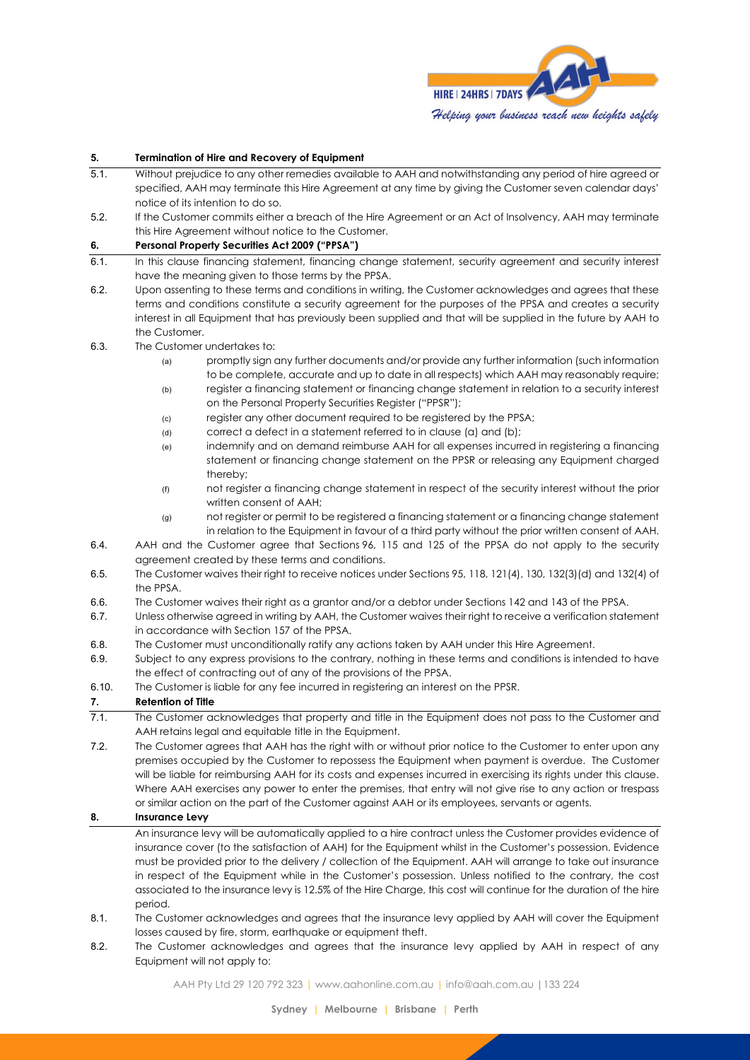## 5. Termination of Hire and Recovery of Equipment

5.1. Without prejudice to any other remedies available to AAH and notwithstanding any period of hire agreed or specified, AAH may terminate this Hire Agreement at any time by giving the Customer seven calendar days' notice of its intention to do so.

5.2. If the Customer commits either a breach of the Hire Agreement or an Act of Insolvency, AAH may terminate this Hire Agreement without notice to the Customer.

## 6. Personal Property Securities Act 2009 ("PPSA")

6.1. In this clause financing statement, financing change statement, security agreement and security interest have the meaning given to those terms by the PPSA.

6.2. Upon assenting to these terms and conditions in writing, the Customer acknowledges and agrees that these terms and conditions constitute a security agreement for the purposes of the PPSA and creates a security interest in all Equipment that has previously been supplied and that will be supplied in the future by AAH to the Customer.

6.3. The Customer undertakes to:

- (a) promptly sign any further documents and/or provide any further information (such information to be complete, accurate and up to date in all respects) which AAH may reasonably require;
- (b) register a financing statement or financing change statement in relation to a security interest on the Personal Property Securities Register ("PPSR");
- (c) register any other document required to be registered by the PPSA;
- (d) correct a defect in a statement referred to in clause (a) and (b);
- (e) indemnify and on demand reimburse AAH for all expenses incurred in registering a financing statement or financing change statement on the PPSR or releasing any Equipment charged thereby;
- (f) not register a financing change statement in respect of the security interest without the prior written consent of AAH;
- (g) not register or permit to be registered a financing statement or a financing change statement in relation to the Equipment in favour of a third party without the prior written consent of AAH.

6.4. AAH and the Customer agree that Sections 96, 115 and 125 of the PPSA do not apply to the security agreement created by these terms and conditions.

6.5. The Customer waives their right to receive notices under Sections 95, 118, 121(4), 130, 132(3)(d) and 132(4) of the PPSA.

6.6. The Customer waives their right as a grantor and/or a debtor under Sections 142 and 143 of the PPSA.

6.7. Unless otherwise agreed in writing by AAH, the Customer waives their right to receive a verification statement in accordance with Section 157 of the PPSA.

6.8. The Customer must unconditionally ratify any actions taken by AAH under this Hire Agreement.

6.9. Subject to any express provisions to the contrary, nothing in these terms and conditions is intended to have the effect of contracting out of any of the provisions of the PPSA.

6.10. The Customer is liable for any fee incurred in registering an interest on the PPSR.

## 7. Retention of Title

7.1. The Customer acknowledges that property and title in the Equipment does not pass to the Customer and AAH retains legal and equitable title in the Equipment.

7.2. The Customer agrees that AAH has the right with or without prior notice to the Customer to enter upon any premises occupied by the Customer to repossess the Equipment when payment is overdue. The Customer will be liable for reimbursing AAH for its costs and expenses incurred in exercising its rights under this clause. Where AAH exercises any power to enter the premises, that entry will not give rise to any action or trespass or similar action on the part of the Customer against AAH or its employees, servants or agents.

## 8. Insurance Levy

An insurance levy will be automatically applied to a hire contract unless the Customer provides evidence of insurance cover (to the satisfaction of AAH) for the Equipment whilst in the Customer's possession. Evidence must be provided prior to the delivery / collection of the Equipment. AAH will arrange to take out insurance in respect of the Equipment while in the Customer's possession. Unless notified to the contrary, the cost associated to the insurance levy is 12.5% of the Hire Charge, this cost will continue for the duration of the hire period.

8.1. The Customer acknowledges and agrees that the insurance levy applied by AAH will cover the Equipment losses caused by fire, storm, earthquake or equipment theft.

8.2. The Customer acknowledges and agrees that the insurance levy applied by AAH in respect of any Equipment will not apply to: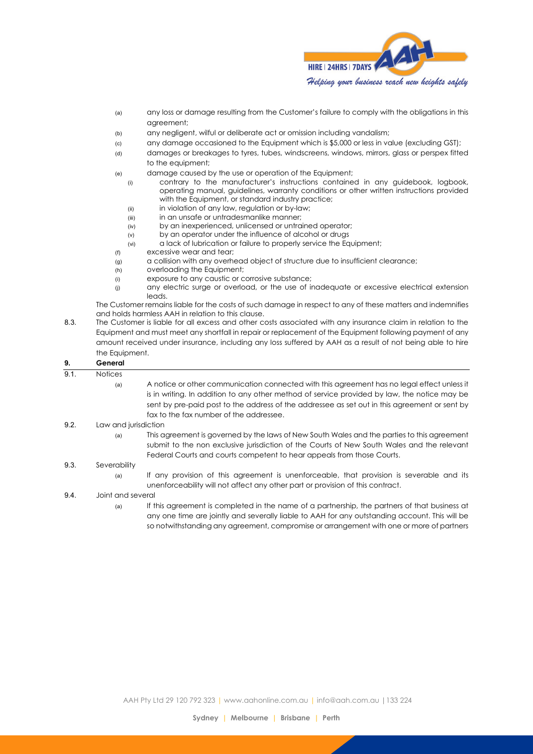(a) any loss or damage resulting from the Customer's failure to comply with the obligations in this agreement;

(b) any negligent, wilful or deliberate act or omission including vandalism;

(c) any damage occasioned to the Equipment which is $5,000 or less in value (excluding GST);

(d) damages or breakages to tyres, tubes, windscreens, windows, mirrors, glass or perspex fitted to the equipment;

(e) damage caused by the use or operation of the Equipment;

   (i) contrary to the manufacturer's instructions contained in any guidebook, logbook, operating manual, guidelines, warranty conditions or other written instructions provided with the Equipment, or standard industry practice;

   (ii) in violation of any law, regulation or by-law;

   (iii) in an unsafe or untradesmanlike manner;

   (iv) by an inexperienced, unlicensed or untrained operator;

   (v) by an operator under the influence of alcohol or drugs

   (vi) a lack of lubrication or failure to properly service the Equipment;

(f) excessive wear and tear;

(g) a collision with any overhead object of structure due to insufficient clearance;

(h) overloading the Equipment;

(i) exposure to any caustic or corrosive substance;

(j) any electric surge or overload, or the use of inadequate or excessive electrical extension leads.

The Customer remains liable for the costs of such damage in respect to any of these matters and indemnifies and holds harmless AAH in relation to this clause.

8.3. The Customer is liable for all excess and other costs associated with any insurance claim in relation to the Equipment and must meet any shortfall in repair or replacement of the Equipment following payment of any amount received under insurance, including any loss suffered by AAH as a result of not being able to hire the Equipment.

## 9. General

9.1. Notices

(a) A notice or other communication connected with this agreement has no legal effect unless it is in writing. In addition to any other method of service provided by law, the notice may be sent by pre-paid post to the address of the addressee as set out in this agreement or sent by fax to the fax number of the addressee.

9.2. Law and jurisdiction

(a) This agreement is governed by the laws of New South Wales and the parties to this agreement submit to the non exclusive jurisdiction of the Courts of New South Wales and the relevant Federal Courts and courts competent to hear appeals from those Courts.

9.3. Severability

(a) If any provision of this agreement is unenforceable, that provision is severable and its unenforceability will not affect any other part or provision of this contract.

9.4. Joint and several

(a) If this agreement is completed in the name of a partnership, the partners of that business at any one time are jointly and severally liable to AAH for any outstanding account. This will be so notwithstanding any agreement, compromise or arrangement with one or more of partners